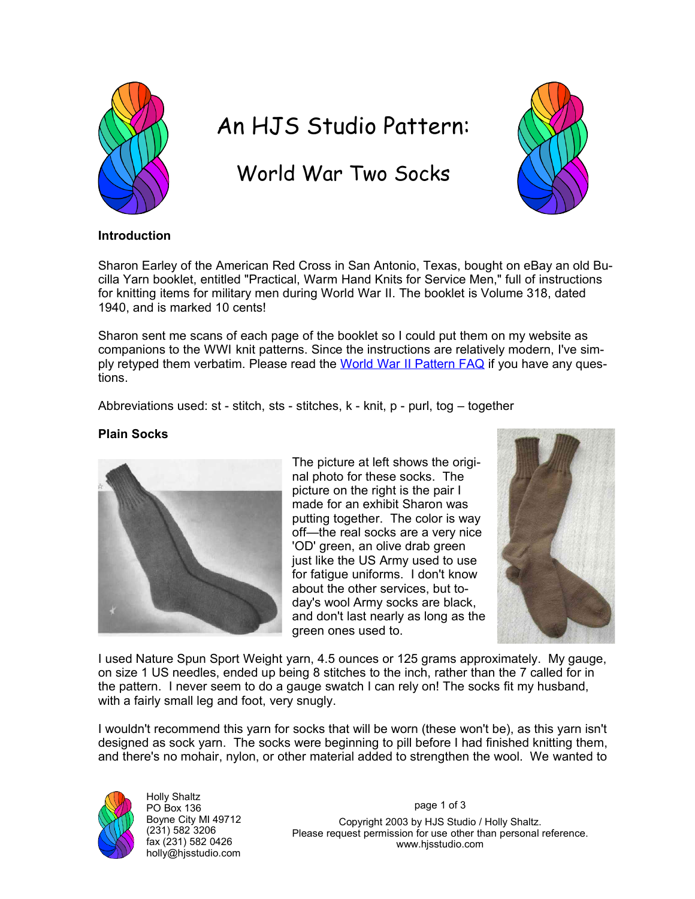# An HJS Studio Pattern:

## World War Two Socks

**Introduction**

Sharon Earley of the American Red Cross in San Antonio, Texas, bought on eBay an old Bucilla Yarn booklet, entitled "Practical, Warm Hand Knits for Service Men," full of instructions for knitting items for military men during World War II. The booklet is Volume 318, dated 1940, and is marked 10 cents!

Sharon sent me scans of each page of the booklet so I could put them on my website as companions to the WWI knit patterns. Since the instructions are relatively modern, I've simply retyped them verbatim. Please read the World War II Pattern FAQ if you have any questions.

Abbreviations used: st - stitch, sts - stitches, k - knit, p - purl, tog – together

**Plain Socks**

The picture at left shows the original photo for these socks. The picture on the right is the pair I made for an exhibit Sharon was putting together. The color is way off—the real socks are a very nice 'OD' green, an olive drab green just like the US Army used to use for fatigue uniforms. I don't know about the other services, but today's wool Army socks are black, and don't last nearly as long as the green ones used to.

I used Nature Spun Sport Weight yarn, 4.5 ounces or 125 grams approximately. My gauge, on size 1 US needles, ended up being 8 stitches to the inch, rather than the 7 called for in the pattern. I never seem to do a gauge swatch I can rely on! The socks fit my husband, with a fairly small leg and foot, very snugly.

I wouldn't recommend this yarn for socks that will be worn (these won't be), as this yarn isn't designed as sock yarn. The socks were beginning to pill before I had finished knitting them, and there's no mohair, nylon, or other material added to strengthen the wool. We wanted to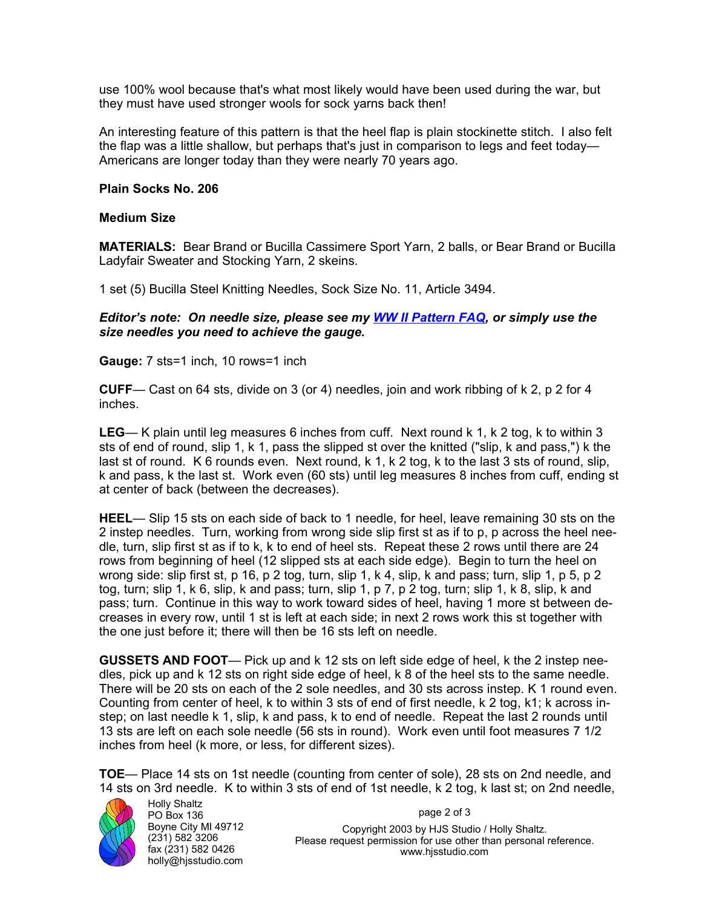use 100% wool because that's what most likely would have been used during the war, but they must have used stronger wools for sock yarns back then!

An interesting feature of this pattern is that the heel flap is plain stockinette stitch. I also felt the flap was a little shallow, but perhaps that's just in comparison to legs and feet today—Americans are longer today than they were nearly 70 years ago.

**Plain Socks No. 206**

**Medium Size**

**MATERIALS:** Bear Brand or Bucilla Cassimere Sport Yarn, 2 balls, or Bear Brand or Bucilla Ladyfair Sweater and Stocking Yarn, 2 skeins.

1 set (5) Bucilla Steel Knitting Needles, Sock Size No. 11, Article 3494.

***Editor's note: On needle size, please see my WW II Pattern FAQ, or simply use the size needles you need to achieve the gauge.***

**Gauge:** 7 sts=1 inch, 10 rows=1 inch

**CUFF**— Cast on 64 sts, divide on 3 (or 4) needles, join and work ribbing of k 2, p 2 for 4 inches.

**LEG**— K plain until leg measures 6 inches from cuff. Next round k 1, k 2 tog, k to within 3 sts of end of round, slip 1, k 1, pass the slipped st over the knitted ("slip, k and pass,") k the last st of round. K 6 rounds even. Next round, k 1, k 2 tog, k to the last 3 sts of round, slip, k and pass, k the last st. Work even (60 sts) until leg measures 8 inches from cuff, ending st at center of back (between the decreases).

**HEEL**— Slip 15 sts on each side of back to 1 needle, for heel, leave remaining 30 sts on the 2 instep needles. Turn, working from wrong side slip first st as if to p, p across the heel needle, turn, slip first st as if to k, k to end of heel sts. Repeat these 2 rows until there are 24 rows from beginning of heel (12 slipped sts at each side edge). Begin to turn the heel on wrong side: slip first st, p 16, p 2 tog, turn, slip 1, k 4, slip, k and pass; turn, slip 1, p 5, p 2 tog, turn; slip 1, k 6, slip, k and pass; turn, slip 1, p 7, p 2 tog, turn; slip 1, k 8, slip, k and pass; turn. Continue in this way to work toward sides of heel, having 1 more st between decreases in every row, until 1 st is left at each side; in next 2 rows work this st together with the one just before it; there will then be 16 sts left on needle.

**GUSSETS AND FOOT**— Pick up and k 12 sts on left side edge of heel, k the 2 instep needles, pick up and k 12 sts on right side edge of heel, k 8 of the heel sts to the same needle. There will be 20 sts on each of the 2 sole needles, and 30 sts across instep. K 1 round even. Counting from center of heel, k to within 3 sts of end of first needle, k 2 tog, k1; k across instep; on last needle k 1, slip, k and pass, k to end of needle. Repeat the last 2 rounds until 13 sts are left on each sole needle (56 sts in round). Work even until foot measures 7 1/2 inches from heel (k more, or less, for different sizes).

**TOE**— Place 14 sts on 1st needle (counting from center of sole), 28 sts on 2nd needle, and 14 sts on 3rd needle. K to within 3 sts of end of 1st needle, k 2 tog, k last st; on 2nd needle,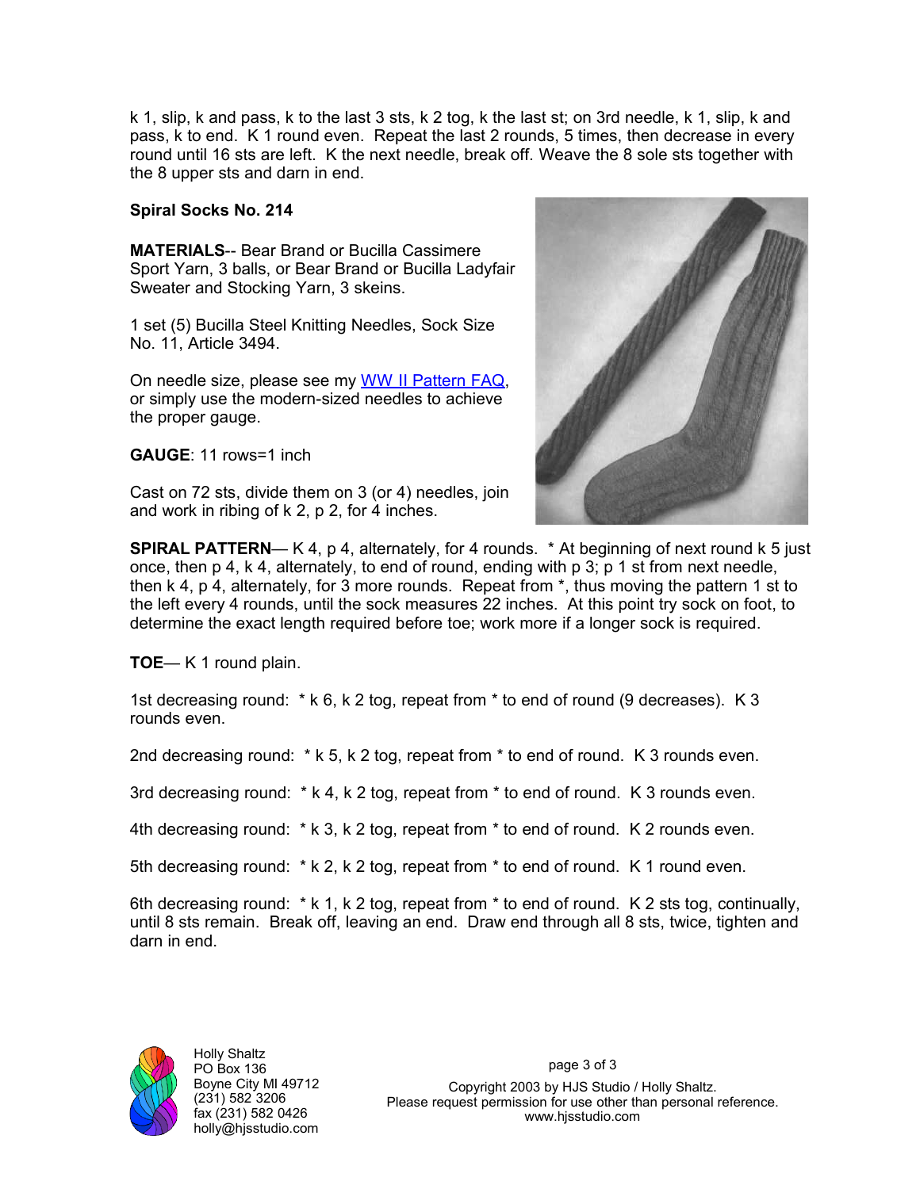k 1, slip, k and pass, k to the last 3 sts, k 2 tog, k the last st; on 3rd needle, k 1, slip, k and pass, k to end. K 1 round even. Repeat the last 2 rounds, 5 times, then decrease in every round until 16 sts are left. K the next needle, break off. Weave the 8 sole sts together with the 8 upper sts and darn in end.

**Spiral Socks No. 214**

**MATERIALS**-- Bear Brand or Bucilla Cassimere Sport Yarn, 3 balls, or Bear Brand or Bucilla Ladyfair Sweater and Stocking Yarn, 3 skeins.

1 set (5) Bucilla Steel Knitting Needles, Sock Size No. 11, Article 3494.

On needle size, please see my WW II Pattern FAQ, or simply use the modern-sized needles to achieve the proper gauge.

**GAUGE**: 11 rows=1 inch

Cast on 72 sts, divide them on 3 (or 4) needles, join and work in ribing of k 2, p 2, for 4 inches.

**SPIRAL PATTERN**— K 4, p 4, alternately, for 4 rounds. * At beginning of next round k 5 just once, then p 4, k 4, alternately, to end of round, ending with p 3; p 1 st from next needle, then k 4, p 4, alternately, for 3 more rounds. Repeat from *, thus moving the pattern 1 st to the left every 4 rounds, until the sock measures 22 inches. At this point try sock on foot, to determine the exact length required before toe; work more if a longer sock is required.

**TOE**— K 1 round plain.

1st decreasing round: * k 6, k 2 tog, repeat from * to end of round (9 decreases). K 3 rounds even.

2nd decreasing round: * k 5, k 2 tog, repeat from * to end of round. K 3 rounds even.

3rd decreasing round: * k 4, k 2 tog, repeat from * to end of round. K 3 rounds even.

4th decreasing round: * k 3, k 2 tog, repeat from * to end of round. K 2 rounds even.

5th decreasing round: * k 2, k 2 tog, repeat from * to end of round. K 1 round even.

6th decreasing round: * k 1, k 2 tog, repeat from * to end of round. K 2 sts tog, continually, until 8 sts remain. Break off, leaving an end. Draw end through all 8 sts, twice, tighten and darn in end.

Holly Shaltz
PO Box 136
Boyne City MI 49712
(231) 582 3206
fax (231) 582 0426
holly@hjsstudio.com

Copyright 2003 by HJS Studio / Holly Shaltz.
Please request permission for use other than personal reference.
www.hjsstudio.com